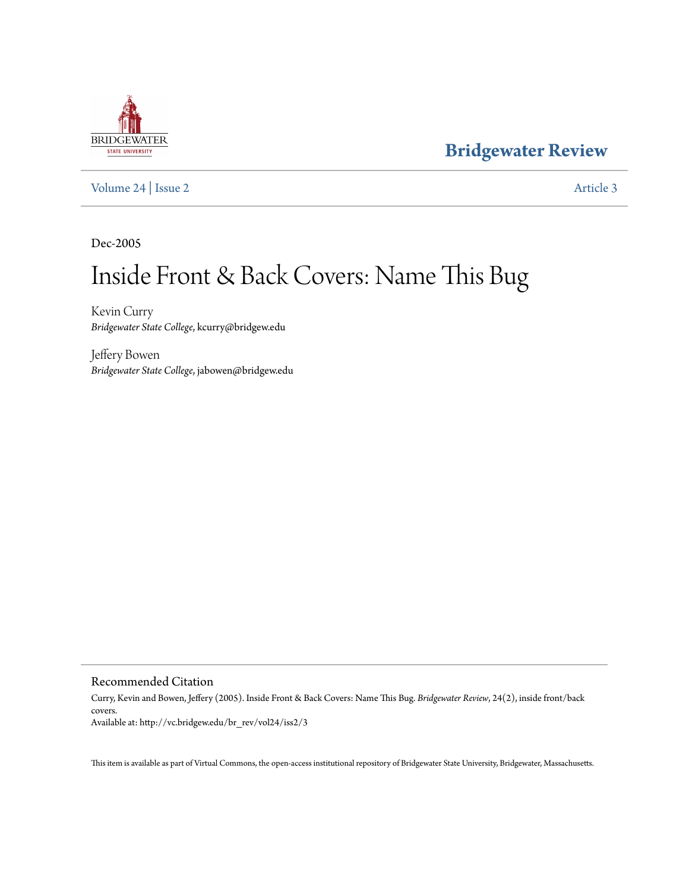Bridgewater Review

Volume 24 | Issue 2 Article 3

Dec-2005

# Inside Front & Back Covers: Name This Bug

Kevin Curry
*Bridgewater State College*, kcurry@bridgew.edu

Jeffery Bowen
*Bridgewater State College*, jabowen@bridgew.edu

## Recommended Citation

Curry, Kevin and Bowen, Jeffery (2005). Inside Front & Back Covers: Name This Bug. *Bridgewater Review*, 24(2), inside front/back covers.
Available at: http://vc.bridgew.edu/br_rev/vol24/iss2/3

This item is available as part of Virtual Commons, the open-access institutional repository of Bridgewater State University, Bridgewater, Massachusetts.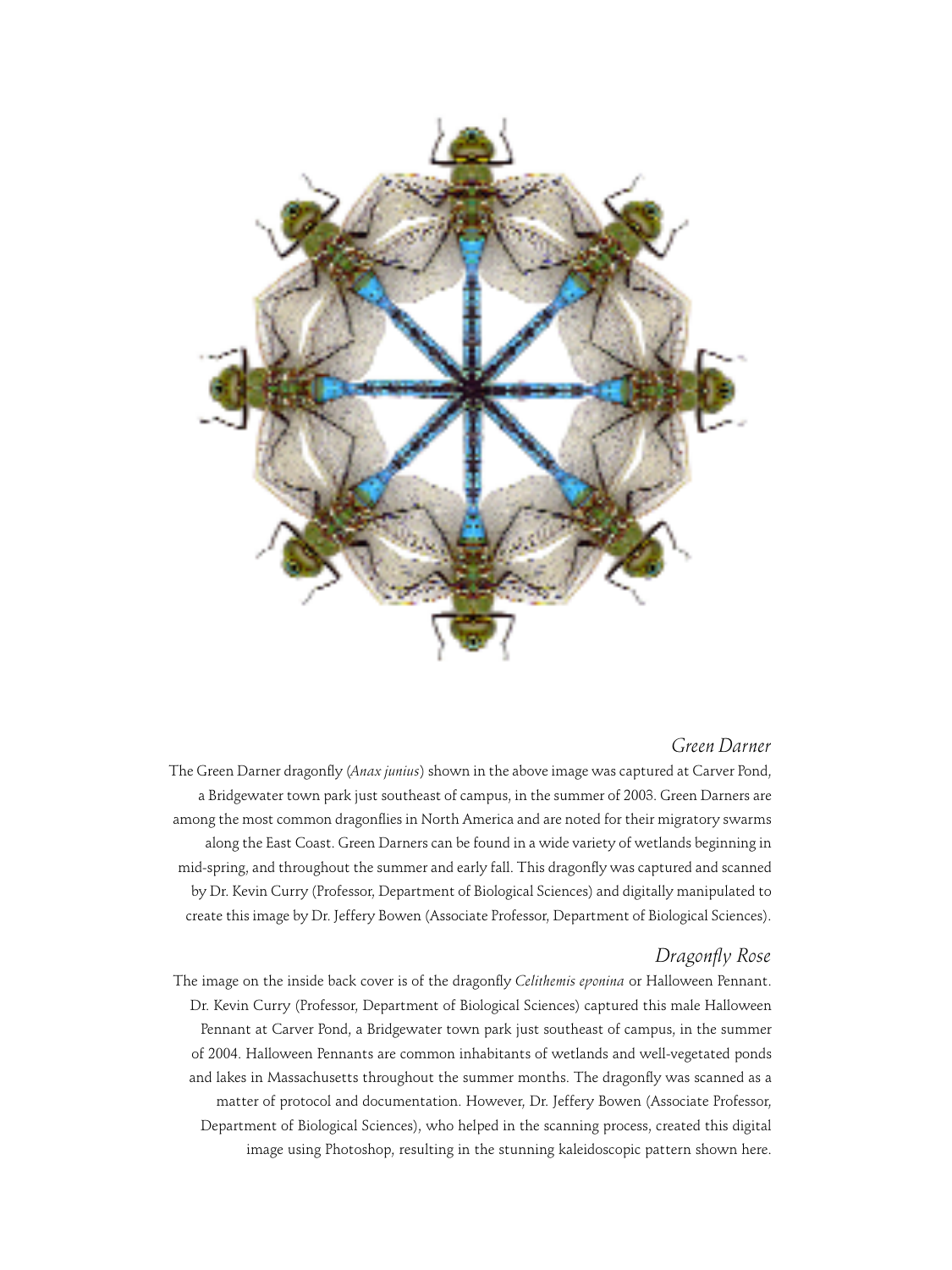## *Green Darner*

The Green Darner dragonfly (*Anax junius*) shown in the above image was captured at Carver Pond, a Bridgewater town park just southeast of campus, in the summer of 2003. Green Darners are among the most common dragonflies in North America and are noted for their migratory swarms along the East Coast. Green Darners can be found in a wide variety of wetlands beginning in mid-spring, and throughout the summer and early fall. This dragonfly was captured and scanned by Dr. Kevin Curry (Professor, Department of Biological Sciences) and digitally manipulated to create this image by Dr. Jeffery Bowen (Associate Professor, Department of Biological Sciences).

## *Dragonfly Rose*

The image on the inside back cover is of the dragonfly *Celithemis eponina* or Halloween Pennant. Dr. Kevin Curry (Professor, Department of Biological Sciences) captured this male Halloween Pennant at Carver Pond, a Bridgewater town park just southeast of campus, in the summer of 2004. Halloween Pennants are common inhabitants of wetlands and well-vegetated ponds and lakes in Massachusetts throughout the summer months. The dragonfly was scanned as a matter of protocol and documentation. However, Dr. Jeffery Bowen (Associate Professor, Department of Biological Sciences), who helped in the scanning process, created this digital image using Photoshop, resulting in the stunning kaleidoscopic pattern shown here.